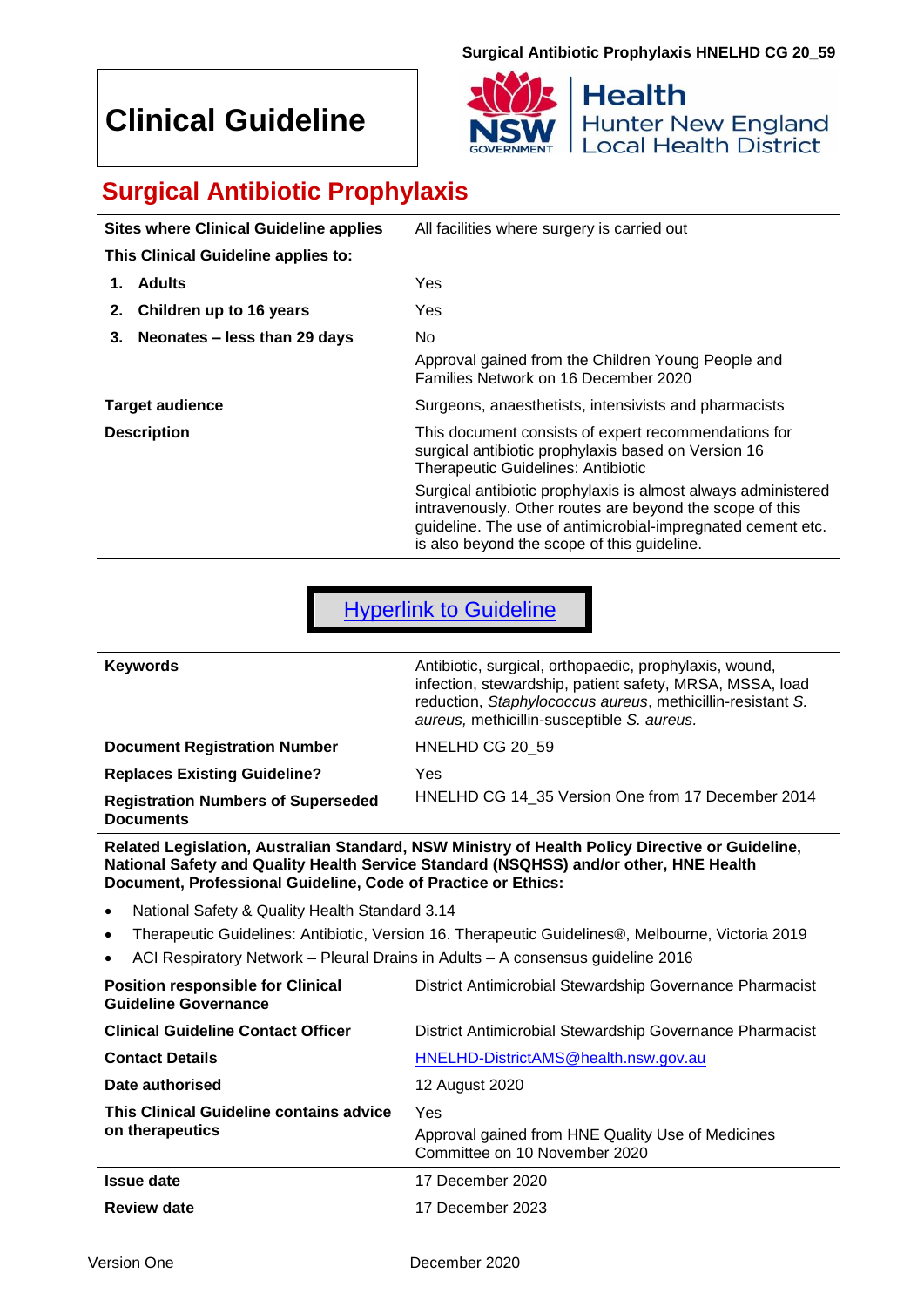# Clinical Guideline

NSW GOVERNMENT | Health Hunter New England Local Health District

## Surgical Antibiotic Prophylaxis

| | |
|---|---|
| **Sites where Clinical Guideline applies** | All facilities where surgery is carried out |
| **This Clinical Guideline applies to:** | |
| **1. Adults** | Yes |
| **2. Children up to 16 years** | Yes |
| **3. Neonates – less than 29 days** | No<br>Approval gained from the Children Young People and Families Network on 16 December 2020 |
| **Target audience** | Surgeons, anaesthetists, intensivists and pharmacists |
| **Description** | This document consists of expert recommendations for surgical antibiotic prophylaxis based on Version 16 Therapeutic Guidelines: Antibiotic<br>Surgical antibiotic prophylaxis is almost always administered intravenously. Other routes are beyond the scope of this guideline. The use of antimicrobial-impregnated cement etc. is also beyond the scope of this guideline. |

**Hyperlink to Guideline**

| | |
|---|---|
| **Keywords** | Antibiotic, surgical, orthopaedic, prophylaxis, wound, infection, stewardship, patient safety, MRSA, MSSA, load reduction, *Staphylococcus aureus*, methicillin-resistant *S. aureus,* methicillin-susceptible *S. aureus.* |
| **Document Registration Number** | HNELHD CG 20_59 |
| **Replaces Existing Guideline?** | Yes |
| **Registration Numbers of Superseded Documents** | HNELHD CG 14_35 Version One from 17 December 2014 |

**Related Legislation, Australian Standard, NSW Ministry of Health Policy Directive or Guideline, National Safety and Quality Health Service Standard (NSQHSS) and/or other, HNE Health Document, Professional Guideline, Code of Practice or Ethics:**

- National Safety & Quality Health Standard 3.14
- Therapeutic Guidelines: Antibiotic, Version 16. Therapeutic Guidelines®, Melbourne, Victoria 2019
- ACI Respiratory Network – Pleural Drains in Adults – A consensus guideline 2016

| | |
|---|---|
| **Position responsible for Clinical Guideline Governance** | District Antimicrobial Stewardship Governance Pharmacist |
| **Clinical Guideline Contact Officer** | District Antimicrobial Stewardship Governance Pharmacist |
| **Contact Details** | HNELHD-DistrictAMS@health.nsw.gov.au |
| **Date authorised** | 12 August 2020 |
| **This Clinical Guideline contains advice on therapeutics** | Yes<br>Approval gained from HNE Quality Use of Medicines Committee on 10 November 2020 |
| **Issue date** | 17 December 2020 |
| **Review date** | 17 December 2023 |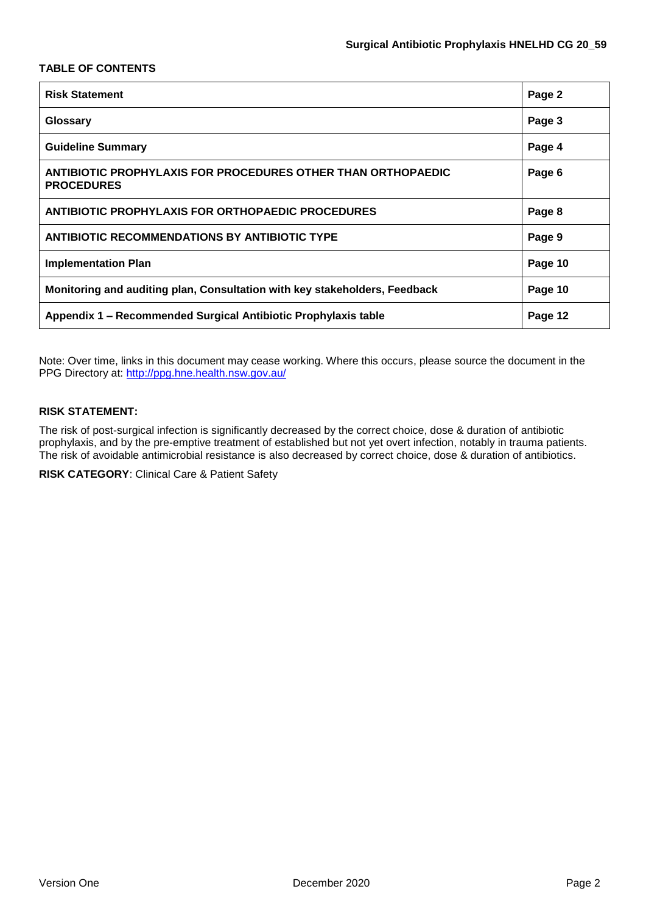**TABLE OF CONTENTS**

| | |
|---|---|
| **Risk Statement** | **Page 2** |
| **Glossary** | **Page 3** |
| **Guideline Summary** | **Page 4** |
| **ANTIBIOTIC PROPHYLAXIS FOR PROCEDURES OTHER THAN ORTHOPAEDIC PROCEDURES** | **Page 6** |
| **ANTIBIOTIC PROPHYLAXIS FOR ORTHOPAEDIC PROCEDURES** | **Page 8** |
| **ANTIBIOTIC RECOMMENDATIONS BY ANTIBIOTIC TYPE** | **Page 9** |
| **Implementation Plan** | **Page 10** |
| **Monitoring and auditing plan, Consultation with key stakeholders, Feedback** | **Page 10** |
| **Appendix 1 – Recommended Surgical Antibiotic Prophylaxis table** | **Page 12** |

Note: Over time, links in this document may cease working. Where this occurs, please source the document in the PPG Directory at: [http://ppg.hne.health.nsw.gov.au/](http://ppg.hne.health.nsw.gov.au/)

**RISK STATEMENT:**

The risk of post-surgical infection is significantly decreased by the correct choice, dose & duration of antibiotic prophylaxis, and by the pre-emptive treatment of established but not yet overt infection, notably in trauma patients. The risk of avoidable antimicrobial resistance is also decreased by correct choice, dose & duration of antibiotics.

**RISK CATEGORY**: Clinical Care & Patient Safety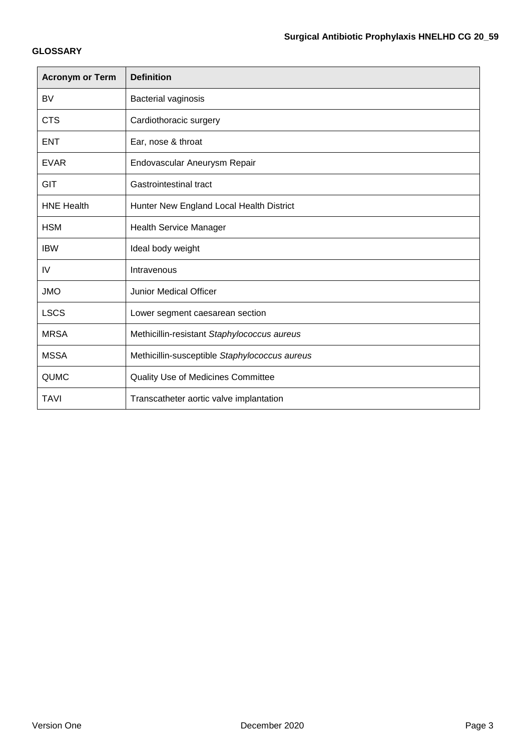**GLOSSARY**

| Acronym or Term | Definition |
| --- | --- |
| BV | Bacterial vaginosis |
| CTS | Cardiothoracic surgery |
| ENT | Ear, nose & throat |
| EVAR | Endovascular Aneurysm Repair |
| GIT | Gastrointestinal tract |
| HNE Health | Hunter New England Local Health District |
| HSM | Health Service Manager |
| IBW | Ideal body weight |
| IV | Intravenous |
| JMO | Junior Medical Officer |
| LSCS | Lower segment caesarean section |
| MRSA | Methicillin-resistant *Staphylococcus aureus* |
| MSSA | Methicillin-susceptible *Staphylococcus aureus* |
| QUMC | Quality Use of Medicines Committee |
| TAVI | Transcatheter aortic valve implantation |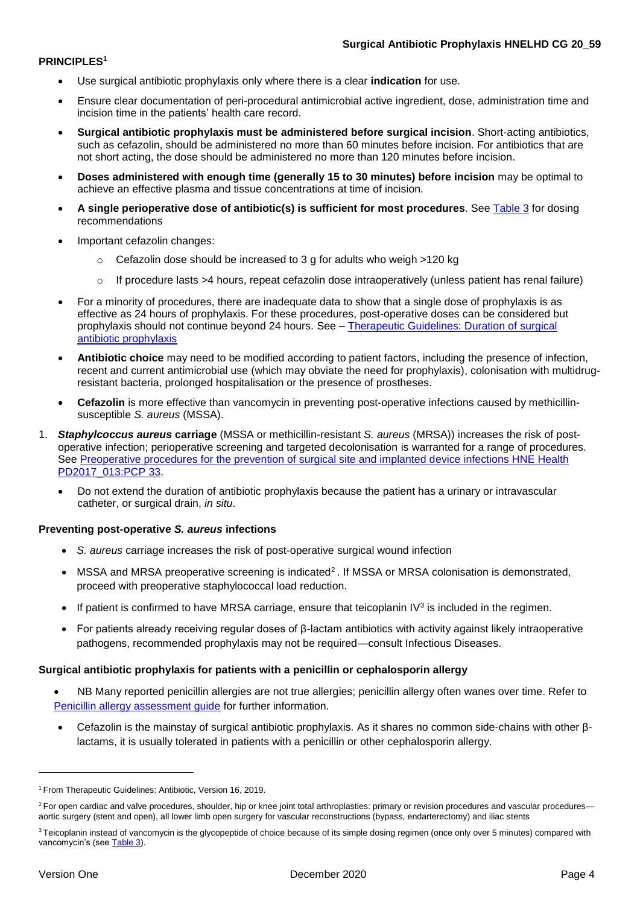**PRINCIPLES[1]**

- Use surgical antibiotic prophylaxis only where there is a clear **indication** for use.
- Ensure clear documentation of peri-procedural antimicrobial active ingredient, dose, administration time and incision time in the patients' health care record.
- **Surgical antibiotic prophylaxis must be administered before surgical incision**. Short-acting antibiotics, such as cefazolin, should be administered no more than 60 minutes before incision. For antibiotics that are not short acting, the dose should be administered no more than 120 minutes before incision.
- **Doses administered with enough time (generally 15 to 30 minutes) before incision** may be optimal to achieve an effective plasma and tissue concentrations at time of incision.
- **A single perioperative dose of antibiotic(s) is sufficient for most procedures**. See Table 3 for dosing recommendations
- Important cefazolin changes:
  - Cefazolin dose should be increased to 3 g for adults who weigh >120 kg
  - If procedure lasts >4 hours, repeat cefazolin dose intraoperatively (unless patient has renal failure)
- For a minority of procedures, there are inadequate data to show that a single dose of prophylaxis is as effective as 24 hours of prophylaxis. For these procedures, post-operative doses can be considered but prophylaxis should not continue beyond 24 hours. See – Therapeutic Guidelines: Duration of surgical antibiotic prophylaxis
- **Antibiotic choice** may need to be modified according to patient factors, including the presence of infection, recent and current antimicrobial use (which may obviate the need for prophylaxis), colonisation with multidrug-resistant bacteria, prolonged hospitalisation or the presence of prostheses.
- **Cefazolin** is more effective than vancomycin in preventing post-operative infections caused by methicillin-susceptible *S. aureus* (MSSA).

1. ***Staphylcoccus aureus*** **carriage** (MSSA or methicillin-resistant *S. aureus* (MRSA)) increases the risk of post-operative infection; perioperative screening and targeted decolonisation is warranted for a range of procedures. See Preoperative procedures for the prevention of surgical site and implanted device infections HNE Health PD2017_013:PCP 33.
   - Do not extend the duration of antibiotic prophylaxis because the patient has a urinary or intravascular catheter, or surgical drain, *in situ*.

**Preventing post-operative *S. aureus* infections**

- *S. aureus* carriage increases the risk of post-operative surgical wound infection
- MSSA and MRSA preoperative screening is indicated[2]. If MSSA or MRSA colonisation is demonstrated, proceed with preoperative staphylococcal load reduction.
- If patient is confirmed to have MRSA carriage, ensure that teicoplanin IV[3] is included in the regimen.
- For patients already receiving regular doses of β-lactam antibiotics with activity against likely intraoperative pathogens, recommended prophylaxis may not be required—consult Infectious Diseases.

**Surgical antibiotic prophylaxis for patients with a penicillin or cephalosporin allergy**

- NB Many reported penicillin allergies are not true allergies; penicillin allergy often wanes over time. Refer to Penicillin allergy assessment guide for further information.
- Cefazolin is the mainstay of surgical antibiotic prophylaxis. As it shares no common side-chains with other β-lactams, it is usually tolerated in patients with a penicillin or other cephalosporin allergy.

---

[1] From Therapeutic Guidelines: Antibiotic, Version 16, 2019.

[2] For open cardiac and valve procedures, shoulder, hip or knee joint total arthroplasties: primary or revision procedures and vascular procedures—aortic surgery (stent and open), all lower limb open surgery for vascular reconstructions (bypass, endarterectomy) and iliac stents

[3] Teicoplanin instead of vancomycin is the glycopeptide of choice because of its simple dosing regimen (once only over 5 minutes) compared with vancomycin's (see Table 3).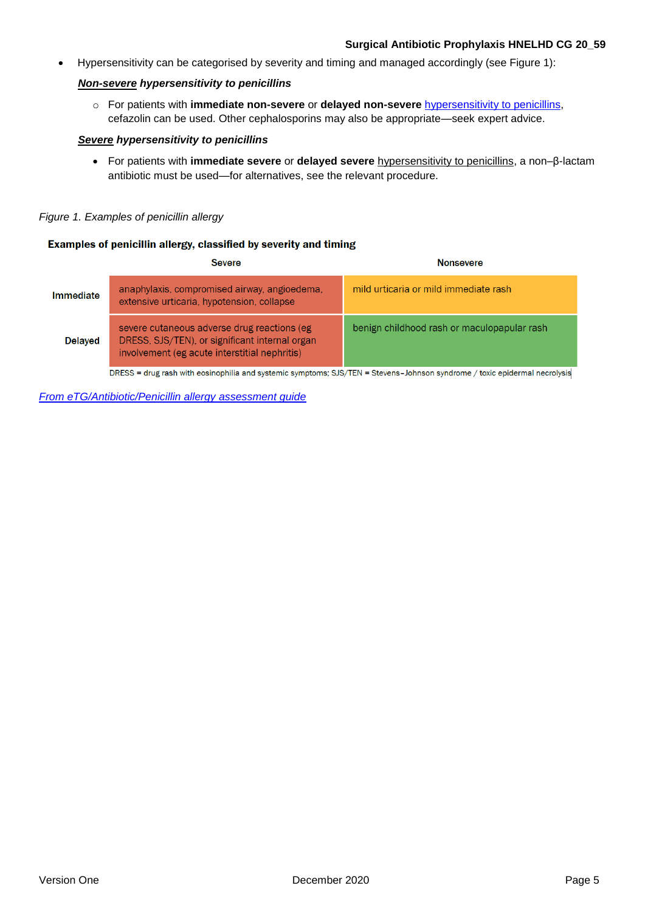- Hypersensitivity can be categorised by severity and timing and managed accordingly (see Figure 1):

***Non-severe* hypersensitivity to penicillins**

  - For patients with **immediate non-severe** or **delayed non-severe** hypersensitivity to penicillins, cefazolin can be used. Other cephalosporins may also be appropriate—seek expert advice.

***Severe* hypersensitivity to penicillins**

  - For patients with **immediate severe** or **delayed severe** hypersensitivity to penicillins, a non–β-lactam antibiotic must be used—for alternatives, see the relevant procedure.

*Figure 1. Examples of penicillin allergy*

**Examples of penicillin allergy, classified by severity and timing**

| | Severe | Nonsevere |
|---|---|---|
| **Immediate** | anaphylaxis, compromised airway, angioedema, extensive urticaria, hypotension, collapse | mild urticaria or mild immediate rash |
| **Delayed** | severe cutaneous adverse drug reactions (eg DRESS, SJS/TEN), or significant internal organ involvement (eg acute interstitial nephritis) | benign childhood rash or maculopapular rash |

DRESS = drug rash with eosinophilia and systemic symptoms; SJS/TEN = Stevens-Johnson syndrome / toxic epidermal necrolysis

*From eTG/Antibiotic/Penicillin allergy assessment guide*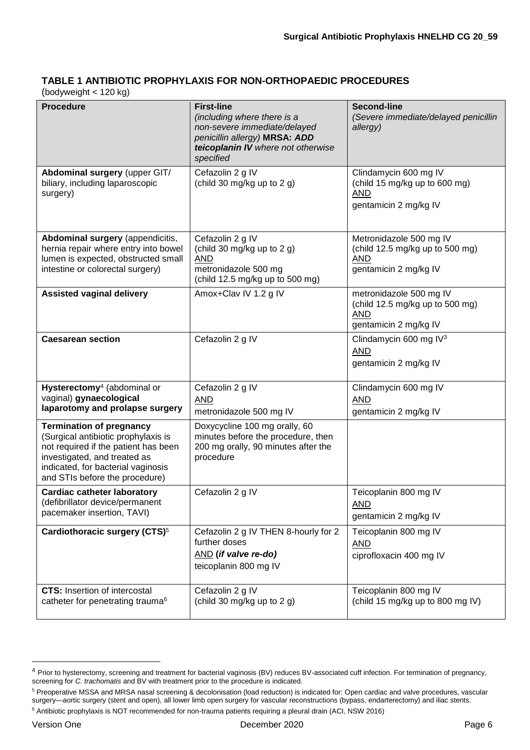## TABLE 1 ANTIBIOTIC PROPHYLAXIS FOR NON-ORTHOPAEDIC PROCEDURES

(bodyweight < 120 kg)

| Procedure | First-line *(including where there is a non-severe immediate/delayed penicillin allergy)* **MRSA: *ADD teicoplanin IV*** *where not otherwise specified* | Second-line *(Severe immediate/delayed penicillin allergy)* |
|---|---|---|
| **Abdominal surgery** (upper GIT/ biliary, including laparoscopic surgery) | Cefazolin 2 g IV (child 30 mg/kg up to 2 g) | Clindamycin 600 mg IV (child 15 mg/kg up to 600 mg) AND gentamicin 2 mg/kg IV |
| **Abdominal surgery** (appendicitis, hernia repair where entry into bowel lumen is expected, obstructed small intestine or colorectal surgery) | Cefazolin 2 g IV (child 30 mg/kg up to 2 g) AND metronidazole 500 mg (child 12.5 mg/kg up to 500 mg) | Metronidazole 500 mg IV (child 12.5 mg/kg up to 500 mg) AND gentamicin 2 mg/kg IV |
| **Assisted vaginal delivery** | Amox+Clav IV 1.2 g IV | metronidazole 500 mg IV (child 12.5 mg/kg up to 500 mg) AND gentamicin 2 mg/kg IV |
| **Caesarean section** | Cefazolin 2 g IV | Clindamycin 600 mg IV[3] AND gentamicin 2 mg/kg IV |
| **Hysterectomy**[4] (abdominal or vaginal) **gynaecological laparotomy and prolapse surgery** | Cefazolin 2 g IV AND metronidazole 500 mg IV | Clindamycin 600 mg IV AND gentamicin 2 mg/kg IV |
| **Termination of pregnancy** (Surgical antibiotic prophylaxis is not required if the patient has been investigated, and treated as indicated, for bacterial vaginosis and STIs before the procedure) | Doxycycline 100 mg orally, 60 minutes before the procedure, then 200 mg orally, 90 minutes after the procedure | |
| **Cardiac catheter laboratory** (defibrillator device/permanent pacemaker insertion, TAVI) | Cefazolin 2 g IV | Teicoplanin 800 mg IV AND gentamicin 2 mg/kg IV |
| **Cardiothoracic surgery (CTS)**[5] | Cefazolin 2 g IV THEN 8-hourly for 2 further doses AND **(*if valve re-do)*** teicoplanin 800 mg IV | Teicoplanin 800 mg IV AND ciprofloxacin 400 mg IV |
| **CTS:** Insertion of intercostal catheter for penetrating trauma[6] | Cefazolin 2 g IV (child 30 mg/kg up to 2 g) | Teicoplanin 800 mg IV (child 15 mg/kg up to 800 mg IV) |

[4] Prior to hysterectomy, screening and treatment for bacterial vaginosis (BV) reduces BV-associated cuff infection. For termination of pregnancy, screening for *C. trachomatis* and BV with treatment prior to the procedure is indicated.

[5] Preoperative MSSA and MRSA nasal screening & decolonisation (load reduction) is indicated for: Open cardiac and valve procedures, vascular surgery—aortic surgery (stent and open), all lower limb open surgery for vascular reconstructions (bypass, endarterectomy) and iliac stents.

[6] Antibiotic prophylaxis is NOT recommended for non-trauma patients requiring a pleural drain (ACI, NSW 2016)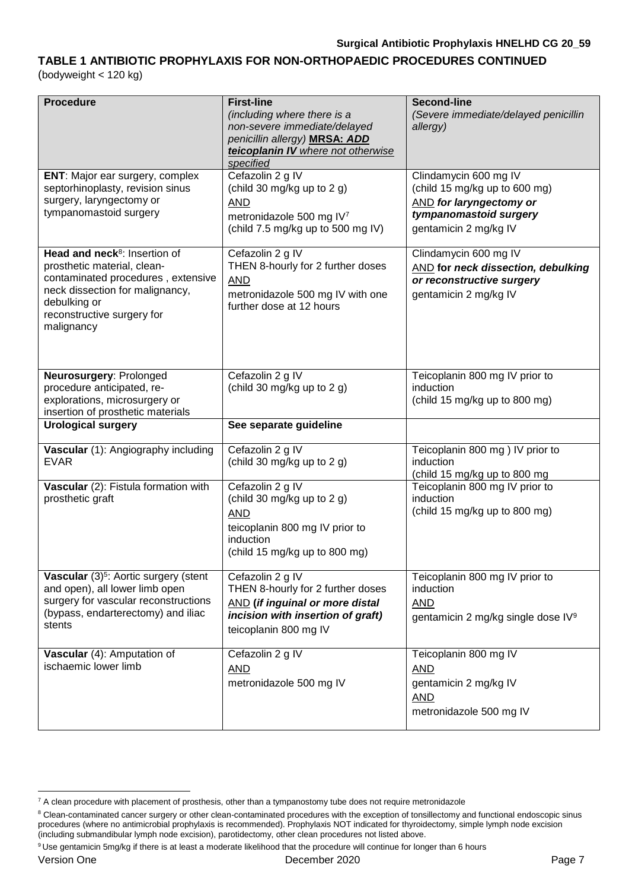## TABLE 1 ANTIBIOTIC PROPHYLAXIS FOR NON-ORTHOPAEDIC PROCEDURES CONTINUED

(bodyweight < 120 kg)

| Procedure | First-line *(including where there is a non-severe immediate/delayed penicillin allergy)* **MRSA: *ADD teicoplanin IV*** *where not otherwise specified* | Second-line *(Severe immediate/delayed penicillin allergy)* |
|---|---|---|
| **ENT**: Major ear surgery, complex septorhinoplasty, revision sinus surgery, laryngectomy or tympanomastoid surgery | Cefazolin 2 g IV<br>(child 30 mg/kg up to 2 g)<br>AND<br>metronidazole 500 mg IV[7]<br>(child 7.5 mg/kg up to 500 mg IV) | Clindamycin 600 mg IV<br>(child 15 mg/kg up to 600 mg)<br>AND ***for laryngectomy or tympanomastoid surgery***<br>gentamicin 2 mg/kg IV |
| **Head and neck**[8]: Insertion of prosthetic material, clean-contaminated procedures , extensive neck dissection for malignancy, debulking or reconstructive surgery for malignancy | Cefazolin 2 g IV<br>THEN 8-hourly for 2 further doses<br>AND<br>metronidazole 500 mg IV with one further dose at 12 hours | Clindamycin 600 mg IV<br>AND **for *neck dissection, debulking or reconstructive surgery***<br>gentamicin 2 mg/kg IV |
| **Neurosurgery**: Prolonged procedure anticipated, re-explorations, microsurgery or insertion of prosthetic materials | Cefazolin 2 g IV<br>(child 30 mg/kg up to 2 g) | Teicoplanin 800 mg IV prior to induction<br>(child 15 mg/kg up to 800 mg) |
| **Urological surgery** | **See separate guideline** | |
| **Vascular** (1): Angiography including EVAR | Cefazolin 2 g IV<br>(child 30 mg/kg up to 2 g) | Teicoplanin 800 mg ) IV prior to induction<br>(child 15 mg/kg up to 800 mg |
| **Vascular** (2): Fistula formation with prosthetic graft | Cefazolin 2 g IV<br>(child 30 mg/kg up to 2 g)<br>AND<br>teicoplanin 800 mg IV prior to induction<br>(child 15 mg/kg up to 800 mg) | Teicoplanin 800 mg IV prior to induction<br>(child 15 mg/kg up to 800 mg) |
| **Vascular** (3)[5]: Aortic surgery (stent and open), all lower limb open surgery for vascular reconstructions (bypass, endarterectomy) and iliac stents | Cefazolin 2 g IV<br>THEN 8-hourly for 2 further doses<br>AND **(*if inguinal or more distal incision with insertion of graft)***<br>teicoplanin 800 mg IV | Teicoplanin 800 mg IV prior to induction<br>AND<br>gentamicin 2 mg/kg single dose IV[9] |
| **Vascular** (4): Amputation of ischaemic lower limb | Cefazolin 2 g IV<br>AND<br>metronidazole 500 mg IV | Teicoplanin 800 mg IV<br>AND<br>gentamicin 2 mg/kg IV<br>AND<br>metronidazole 500 mg IV |

[7] A clean procedure with placement of prosthesis, other than a tympanostomy tube does not require metronidazole

[8] Clean-contaminated cancer surgery or other clean-contaminated procedures with the exception of tonsillectomy and functional endoscopic sinus procedures (where no antimicrobial prophylaxis is recommended). Prophylaxis NOT indicated for thyroidectomy, simple lymph node excision (including submandibular lymph node excision), parotidectomy, other clean procedures not listed above.

[9] Use gentamicin 5mg/kg if there is at least a moderate likelihood that the procedure will continue for longer than 6 hours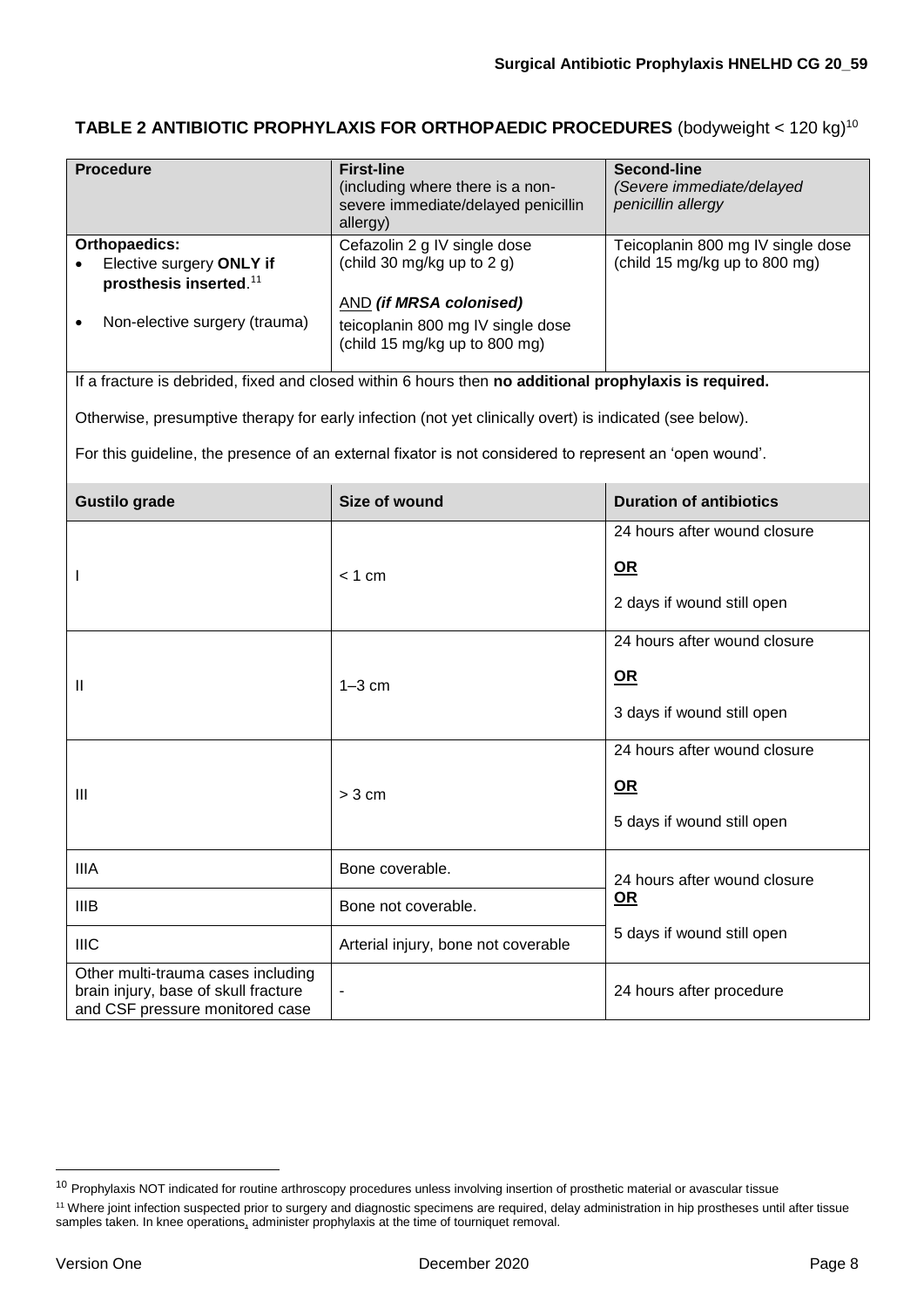## TABLE 2 ANTIBIOTIC PROPHYLAXIS FOR ORTHOPAEDIC PROCEDURES (bodyweight < 120 kg)[10]

| Procedure | First-line (including where there is a non-severe immediate/delayed penicillin allergy) | Second-line *(Severe immediate/delayed penicillin allergy* |
|---|---|---|
| **Orthopaedics:**<br>• Elective surgery **ONLY if prosthesis inserted**.[11]<br>• Non-elective surgery (trauma) | Cefazolin 2 g IV single dose (child 30 mg/kg up to 2 g)<br><br>AND ***(if MRSA colonised)***<br>teicoplanin 800 mg IV single dose (child 15 mg/kg up to 800 mg) | Teicoplanin 800 mg IV single dose (child 15 mg/kg up to 800 mg) |

If a fracture is debrided, fixed and closed within 6 hours then **no additional prophylaxis is required.**

Otherwise, presumptive therapy for early infection (not yet clinically overt) is indicated (see below).

For this guideline, the presence of an external fixator is not considered to represent an 'open wound'.

| Gustilo grade | Size of wound | Duration of antibiotics |
|---|---|---|
| I | < 1 cm | 24 hours after wound closure<br>**OR**<br>2 days if wound still open |
| II | 1–3 cm | 24 hours after wound closure<br>**OR**<br>3 days if wound still open |
| III | > 3 cm | 24 hours after wound closure<br>**OR**<br>5 days if wound still open |
| IIIA | Bone coverable. | 24 hours after wound closure<br>**OR**<br>5 days if wound still open |
| IIIB | Bone not coverable. | |
| IIIC | Arterial injury, bone not coverable | |
| Other multi-trauma cases including brain injury, base of skull fracture and CSF pressure monitored case | - | 24 hours after procedure |

[10] Prophylaxis NOT indicated for routine arthroscopy procedures unless involving insertion of prosthetic material or avascular tissue

[11] Where joint infection suspected prior to surgery and diagnostic specimens are required, delay administration in hip prostheses until after tissue samples taken. In knee operations, administer prophylaxis at the time of tourniquet removal.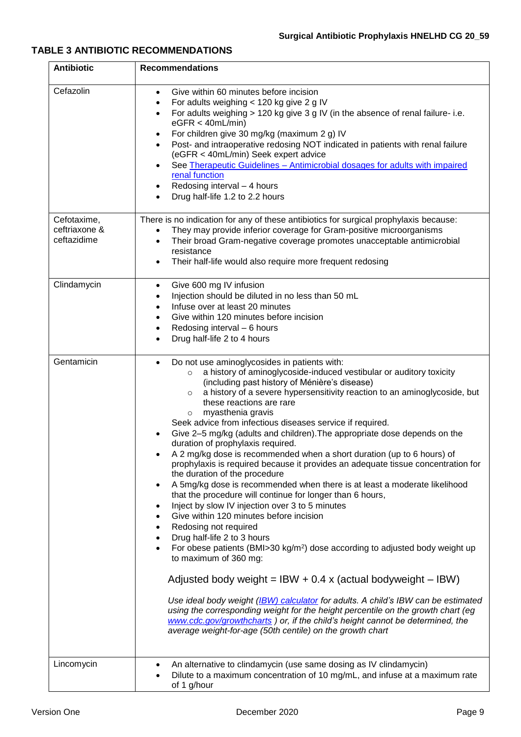## TABLE 3 ANTIBIOTIC RECOMMENDATIONS

| Antibiotic | Recommendations |
|---|---|
| Cefazolin | • Give within 60 minutes before incision<br>• For adults weighing < 120 kg give 2 g IV<br>• For adults weighing > 120 kg give 3 g IV (in the absence of renal failure- i.e. eGFR < 40mL/min)<br>• For children give 30 mg/kg (maximum 2 g) IV<br>• Post- and intraoperative redosing NOT indicated in patients with renal failure (eGFR < 40mL/min) Seek expert advice<br>• See Therapeutic Guidelines – Antimicrobial dosages for adults with impaired renal function<br>• Redosing interval – 4 hours<br>• Drug half-life 1.2 to 2.2 hours |
| Cefotaxime, ceftriaxone & ceftazidime | There is no indication for any of these antibiotics for surgical prophylaxis because:<br>• They may provide inferior coverage for Gram-positive microorganisms<br>• Their broad Gram-negative coverage promotes unacceptable antimicrobial resistance<br>• Their half-life would also require more frequent redosing |
| Clindamycin | • Give 600 mg IV infusion<br>• Injection should be diluted in no less than 50 mL<br>• Infuse over at least 20 minutes<br>• Give within 120 minutes before incision<br>• Redosing interval – 6 hours<br>• Drug half-life 2 to 4 hours |
| Gentamicin | • Do not use aminoglycosides in patients with:<br>  ○ a history of aminoglycoside-induced vestibular or auditory toxicity (including past history of Ménière's disease)<br>  ○ a history of a severe hypersensitivity reaction to an aminoglycoside, but these reactions are rare<br>  ○ myasthenia gravis<br>Seek advice from infectious diseases service if required.<br>• Give 2–5 mg/kg (adults and children).The appropriate dose depends on the duration of prophylaxis required.<br>• A 2 mg/kg dose is recommended when a short duration (up to 6 hours) of prophylaxis is required because it provides an adequate tissue concentration for the duration of the procedure<br>• A 5mg/kg dose is recommended when there is at least a moderate likelihood that the procedure will continue for longer than 6 hours,<br>• Inject by slow IV injection over 3 to 5 minutes<br>• Give within 120 minutes before incision<br>• Redosing not required<br>• Drug half-life 2 to 3 hours<br>• For obese patients (BMI>30 kg/m$^2$) dose according to adjusted body weight up to maximum of 360 mg:<br><br>Adjusted body weight = IBW + 0.4 x (actual bodyweight – IBW)<br><br>*Use ideal body weight (IBW) calculator for adults. A child's IBW can be estimated using the corresponding weight for the height percentile on the growth chart (eg www.cdc.gov/growthcharts ) or, if the child's height cannot be determined, the average weight-for-age (50th centile) on the growth chart* |
| Lincomycin | • An alternative to clindamycin (use same dosing as IV clindamycin)<br>• Dilute to a maximum concentration of 10 mg/mL, and infuse at a maximum rate of 1 g/hour |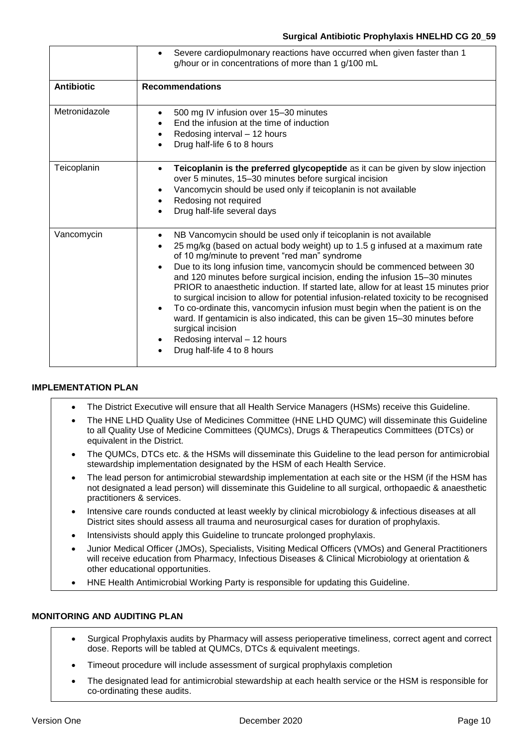| | |
|---|---|
| | • Severe cardiopulmonary reactions have occurred when given faster than 1 g/hour or in concentrations of more than 1 g/100 mL |
| **Antibiotic** | **Recommendations** |
| Metronidazole | • 500 mg IV infusion over 15–30 minutes<br>• End the infusion at the time of induction<br>• Redosing interval – 12 hours<br>• Drug half-life 6 to 8 hours |
| Teicoplanin | • **Teicoplanin is the preferred glycopeptide** as it can be given by slow injection over 5 minutes, 15–30 minutes before surgical incision<br>• Vancomycin should be used only if teicoplanin is not available<br>• Redosing not required<br>• Drug half-life several days |
| Vancomycin | • NB Vancomycin should be used only if teicoplanin is not available<br>• 25 mg/kg (based on actual body weight) up to 1.5 g infused at a maximum rate of 10 mg/minute to prevent "red man" syndrome<br>• Due to its long infusion time, vancomycin should be commenced between 30 and 120 minutes before surgical incision, ending the infusion 15–30 minutes PRIOR to anaesthetic induction. If started late, allow for at least 15 minutes prior to surgical incision to allow for potential infusion-related toxicity to be recognised<br>• To co-ordinate this, vancomycin infusion must begin when the patient is on the ward. If gentamicin is also indicated, this can be given 15–30 minutes before surgical incision<br>• Redosing interval – 12 hours<br>• Drug half-life 4 to 8 hours |

## IMPLEMENTATION PLAN

- The District Executive will ensure that all Health Service Managers (HSMs) receive this Guideline.
- The HNE LHD Quality Use of Medicines Committee (HNE LHD QUMC) will disseminate this Guideline to all Quality Use of Medicine Committees (QUMCs), Drugs & Therapeutics Committees (DTCs) or equivalent in the District.
- The QUMCs, DTCs etc. & the HSMs will disseminate this Guideline to the lead person for antimicrobial stewardship implementation designated by the HSM of each Health Service.
- The lead person for antimicrobial stewardship implementation at each site or the HSM (if the HSM has not designated a lead person) will disseminate this Guideline to all surgical, orthopaedic & anaesthetic practitioners & services.
- Intensive care rounds conducted at least weekly by clinical microbiology & infectious diseases at all District sites should assess all trauma and neurosurgical cases for duration of prophylaxis.
- Intensivists should apply this Guideline to truncate prolonged prophylaxis.
- Junior Medical Officer (JMOs), Specialists, Visiting Medical Officers (VMOs) and General Practitioners will receive education from Pharmacy, Infectious Diseases & Clinical Microbiology at orientation & other educational opportunities.
- HNE Health Antimicrobial Working Party is responsible for updating this Guideline.

## MONITORING AND AUDITING PLAN

- Surgical Prophylaxis audits by Pharmacy will assess perioperative timeliness, correct agent and correct dose. Reports will be tabled at QUMCs, DTCs & equivalent meetings.
- Timeout procedure will include assessment of surgical prophylaxis completion
- The designated lead for antimicrobial stewardship at each health service or the HSM is responsible for co-ordinating these audits.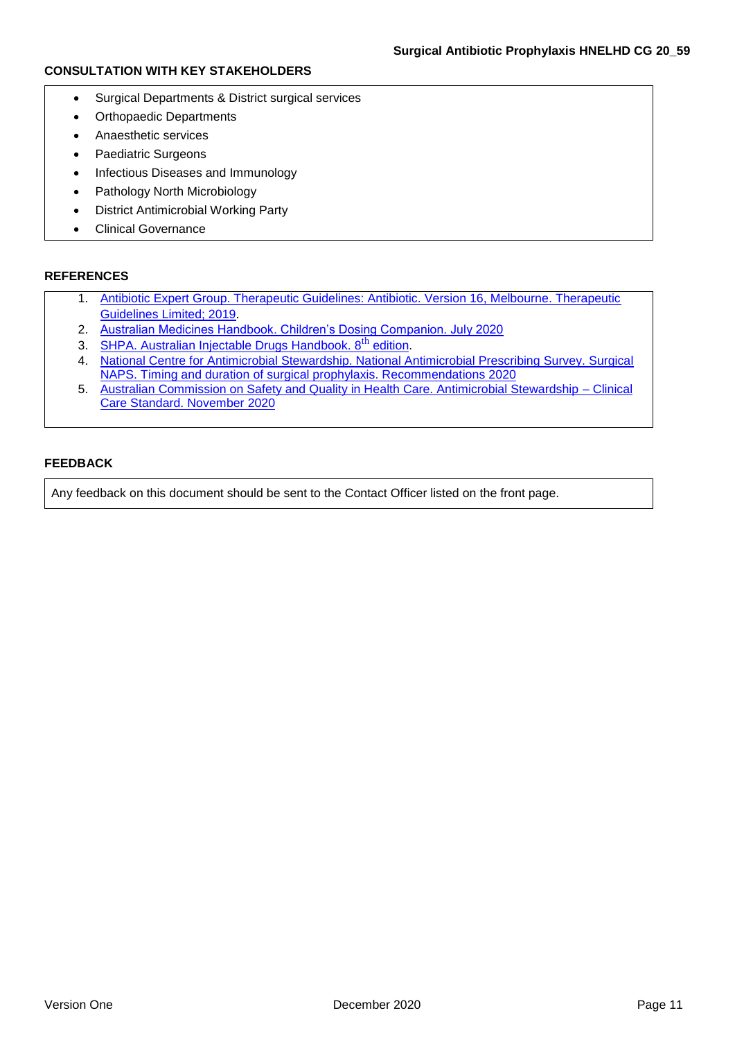## CONSULTATION WITH KEY STAKEHOLDERS

- Surgical Departments & District surgical services
- Orthopaedic Departments
- Anaesthetic services
- Paediatric Surgeons
- Infectious Diseases and Immunology
- Pathology North Microbiology
- District Antimicrobial Working Party
- Clinical Governance

## REFERENCES

1. Antibiotic Expert Group. Therapeutic Guidelines: Antibiotic. Version 16, Melbourne. Therapeutic Guidelines Limited; 2019.
2. Australian Medicines Handbook. Children's Dosing Companion. July 2020
3. SHPA. Australian Injectable Drugs Handbook. 8th edition.
4. National Centre for Antimicrobial Stewardship. National Antimicrobial Prescribing Survey. Surgical NAPS. Timing and duration of surgical prophylaxis. Recommendations 2020
5. Australian Commission on Safety and Quality in Health Care. Antimicrobial Stewardship – Clinical Care Standard. November 2020

## FEEDBACK

Any feedback on this document should be sent to the Contact Officer listed on the front page.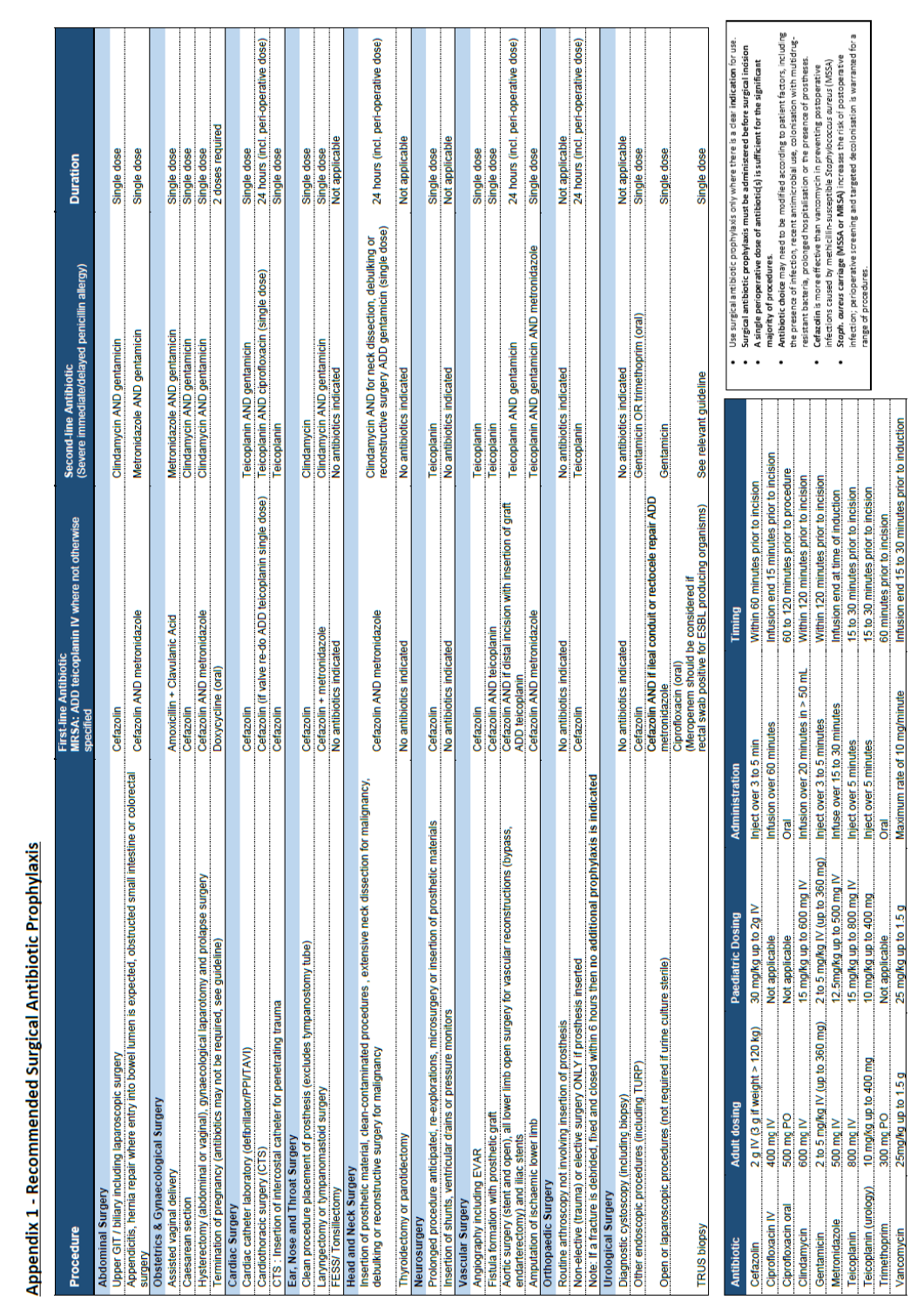## Appendix 1 - Recommended Surgical Antibiotic Prophylaxis

| Procedure | First-line Antibiotic<br>MRSA: ADD teicoplanin IV where not otherwise specified | Second-line Antibiotic<br>(Severe immediate/delayed penicillin allergy) | Duration |
|---|---|---|---|
| **Abdominal Surgery** | | | |
| Upper GIT / biliary including laparoscopic surgery | Cefazolin | Clindamycin AND gentamicin | Single dose |
| Appendicitis, hernia repair where entry into bowel lumen is expected, obstructed small intestine or colorectal surgery | Cefazolin AND metronidazole | Metronidazole AND gentamicin | Single dose |
| **Obstetrics & Gynaecological Surgery** | | | |
| Assisted vaginal delivery | Amoxicillin + Clavulanic Acid | Metronidazole AND gentamicin | Single dose |
| Caesarean section | Cefazolin | Clindamycin AND gentamicin | Single dose |
| Hysterectomy (abdominal or vaginal), gynaecological laparotomy and prolapse surgery | Cefazolin AND metronidazole | Clindamycin AND gentamicin | Single dose |
| Termination of pregnancy (antibiotics may not be required, see guideline) | Doxycycline (oral) | | 2 doses required |
| **Cardiac Surgery** | | | |
| Cardiac catheter laboratory (defibrillator/PPI/TAVI) | Cefazolin | Teicoplanin AND gentamicin | Single dose |
| Cardiothoracic surgery (CTS) | Cefazolin (if valve re-do ADD teicoplanin single dose) | Teicoplanin AND ciprofloxacin (single dose) | 24 hours (incl. peri-operative dose) |
| CTS : Insertion of intercostal catheter for penetrating trauma | Cefazolin | Teicoplanin | Single dose |
| **Ear, Nose and Throat Surgery** | | | |
| Clean procedure placement of prosthesis (excludes tympanostomy tube) | Cefazolin | Clindamycin | Single dose |
| Laryngectomy or tympanomastoid surgery | Cefazolin + metronidazole | Clindamycin AND gentamicin | Single dose |
| FESS/ Tonsillectomy | No antibiotics indicated | No antibiotics indicated | Not applicable |
| **Head and Neck Surgery** | | | |
| Insertion of prosthetic material, clean-contaminated procedures , extensive neck dissection for malignancy, debulking or reconstructive surgery for malignancy | Cefazolin AND metronidazole | Clindamycin AND for neck dissection, debulking or reconstructive surgery ADD gentamicin (single dose) | 24 hours (incl. peri-operative dose) |
| Thyroidectomy or parotidectomy | No antibiotics indicated | No antibiotics indicated | Not applicable |
| **Neurosurgery** | | | |
| Prolonged procedure anticipated, re-explorations, microsurgery or insertion of prosthetic materials | Cefazolin | Teicoplanin | Single dose |
| Insertion of shunts, ventricular drains or pressure monitors | No antibiotics indicated | No antibiotics indicated | Not applicable |
| **Vascular Surgery** | | | |
| Angiography including EVAR | Cefazolin | Teicoplanin | Single dose |
| Fistula formation with prosthetic graft | Cefazolin AND teicoplanin | Teicoplanin | Single dose |
| Aortic surgery (stent and open), all lower limb open surgery for vascular reconstructions (bypass, endarterectomy) and iliac stents | Cefazolin AND if distal incision with insertion of graft ADD teicoplanin | Teicoplanin AND gentamicin | 24 hours (incl. peri-operative dose) |
| Amputation of ischaemic lower limb | Cefazolin AND metronidazole | Teicoplanin AND gentamicin AND metronidazole | Single dose |
| **Orthopaedic Surgery** | | | |
| Routine arthroscopy not involving insertion of prosthesis | No antibiotics indicated | No antibiotics indicated | Not applicable |
| Non-elective (trauma) or elective surgery ONLY if prosthesis inserted | Cefazolin | Teicoplanin | 24 hours (incl. peri-operative dose) |
| Note: If a fracture is debrided, fixed and closed within 6 hours then no additional prophylaxis is indicated | | | |
| **Urological Surgery** | | | |
| Diagnostic cystoscopy (including biopsy) | No antibiotics indicated | No antibiotics indicated | Not applicable |
| Other endoscopic procedures (including TURP) | Cefazolin | Gentamicin OR trimethoprim (oral) | Single dose |
| Open or laparoscopic procedures (not required if urine culture sterile) | Cefazolin AND if ileal conduit or rectocele repair ADD metronidazole | Gentamicin | Single dose |
| TRUS biopsy | Ciprofloxacin (oral)<br>(Meropenem should be considered if rectal swab positive for ESBL producing organisms) | See relevant guideline | Single dose |

| Antibiotic | Adult dosing | Paediatric Dosing | Administration | Timing |
|---|---|---|---|---|
| Cefazolin | 2 g IV (3 g if weight > 120 kg) | 30 mg/kg up to 2g IV | Inject over 3 to 5 min | Within 60 minutes prior to incision |
| Ciprofloxacin IV | 400 mg IV | Not applicable | Infusion over 60 minutes | Infusion end 15 minutes prior to incision |
| Ciprofloxacin oral | 500 mg PO | Not applicable | Oral | 60 to 120 minutes prior to procedure |
| Clindamycin | 600 mg IV | 15 mg/kg up to 600 mg IV | Infusion over 20 minutes in > 50 mL | Within 120 minutes prior to incision |
| Gentamicin | 2 to 5 mg/kg IV (up to 360 mg) | 2 to 5 mg/kg IV (up to 360 mg) | Inject over 3 to 5 minutes | Within 120 minutes prior to incision |
| Metronidazole | 500 mg IV | 12.5mg/kg up to 500 mg IV | Infuse over 15 to 30 minutes | Infusion end at time of induction |
| Teicoplanin | 800 mg IV | 10 mg/kg up to 800 mg IV | Inject over 5 minutes | 15 to 30 minutes prior to incision |
| Teicoplanin (urology) | 10 mg/kg up to 400 mg | 10 mg/kg up to 400 mg | Inject over 5 minutes | 15 to 30 minutes prior to incision |
| Trimethoprim | 300 mg PO | Not applicable | Oral | 60 minutes prior to incision |
| Vancomycin | 25mg/kg up to 1.5 g | 25 mg/kg up to 1.5 g | Maximum rate of 10 mg/minute | Infusion end 15 to 30 minutes prior to induction |

- Use surgical antibiotic prophylaxis only where there is a clear **indication** for use.
- **Surgical antibiotic prophylaxis must be administered before surgical incision**
- **A single perioperative dose of antibiotic(s) is sufficient for the significant majority of procedures.**
- **Antibiotic choice** may need to be modified according to patient factors, including the presence of infection, recent antimicrobial use, colonisation with multidrug-resistant bacteria, prolonged hospitalisation or the presence of prostheses.
- **Cefazolin** is more effective than vancomycin in preventing postoperative infections caused by methicillin-susceptible *Staphylococcus aureus* (MSSA)
- ***Staph. aureus* carriage (MSSA or MRSA)** increases the risk of postoperative infection, perioperative screening and targeted decolonisation is warranted for a range of procedures.